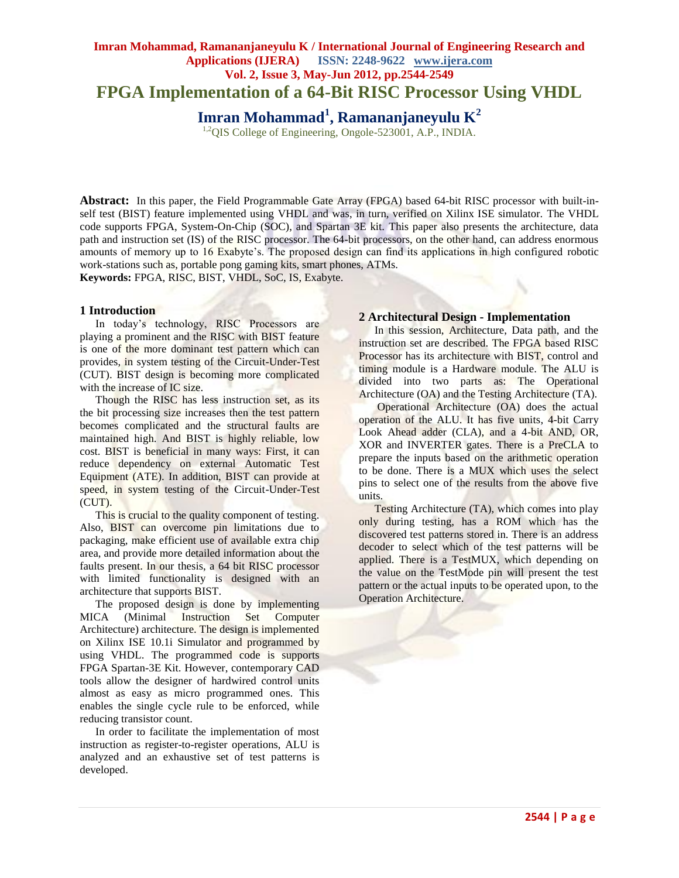# FPGA Implementation of a 64-Bit RISC Processor Using VHDL

**Imran Mohammad[1], Ramananjaneyulu K[2]**

[1,2]QIS College of Engineering, Ongole-523001, A.P., INDIA.

**Abstract:** In this paper, the Field Programmable Gate Array (FPGA) based 64-bit RISC processor with built-in-self test (BIST) feature implemented using VHDL and was, in turn, verified on Xilinx ISE simulator. The VHDL code supports FPGA, System-On-Chip (SOC), and Spartan 3E kit. This paper also presents the architecture, data path and instruction set (IS) of the RISC processor. The 64-bit processors, on the other hand, can address enormous amounts of memory up to 16 Exabyte's. The proposed design can find its applications in high configured robotic work-stations such as, portable pong gaming kits, smart phones, ATMs.

**Keywords:** FPGA, RISC, BIST, VHDL, SoC, IS, Exabyte.

## 1 Introduction

In today's technology, RISC Processors are playing a prominent and the RISC with BIST feature is one of the more dominant test pattern which can provides, in system testing of the Circuit-Under-Test (CUT). BIST design is becoming more complicated with the increase of IC size.

Though the RISC has less instruction set, as its the bit processing size increases then the test pattern becomes complicated and the structural faults are maintained high. And BIST is highly reliable, low cost. BIST is beneficial in many ways: First, it can reduce dependency on external Automatic Test Equipment (ATE). In addition, BIST can provide at speed, in system testing of the Circuit-Under-Test (CUT).

This is crucial to the quality component of testing. Also, BIST can overcome pin limitations due to packaging, make efficient use of available extra chip area, and provide more detailed information about the faults present. In our thesis, a 64 bit RISC processor with limited functionality is designed with an architecture that supports BIST.

The proposed design is done by implementing MICA (Minimal Instruction Set Computer Architecture) architecture. The design is implemented on Xilinx ISE 10.1i Simulator and programmed by using VHDL. The programmed code is supports FPGA Spartan-3E Kit. However, contemporary CAD tools allow the designer of hardwired control units almost as easy as micro programmed ones. This enables the single cycle rule to be enforced, while reducing transistor count.

In order to facilitate the implementation of most instruction as register-to-register operations, ALU is analyzed and an exhaustive set of test patterns is developed.

## 2 Architectural Design - Implementation

In this session, Architecture, Data path, and the instruction set are described. The FPGA based RISC Processor has its architecture with BIST, control and timing module is a Hardware module. The ALU is divided into two parts as: The Operational Architecture (OA) and the Testing Architecture (TA).

Operational Architecture (OA) does the actual operation of the ALU. It has five units, 4-bit Carry Look Ahead adder (CLA), and a 4-bit AND, OR, XOR and INVERTER gates. There is a PreCLA to prepare the inputs based on the arithmetic operation to be done. There is a MUX which uses the select pins to select one of the results from the above five units.

Testing Architecture (TA), which comes into play only during testing, has a ROM which has the discovered test patterns stored in. There is an address decoder to select which of the test patterns will be applied. There is a TestMUX, which depending on the value on the TestMode pin will present the test pattern or the actual inputs to be operated upon, to the Operation Architecture.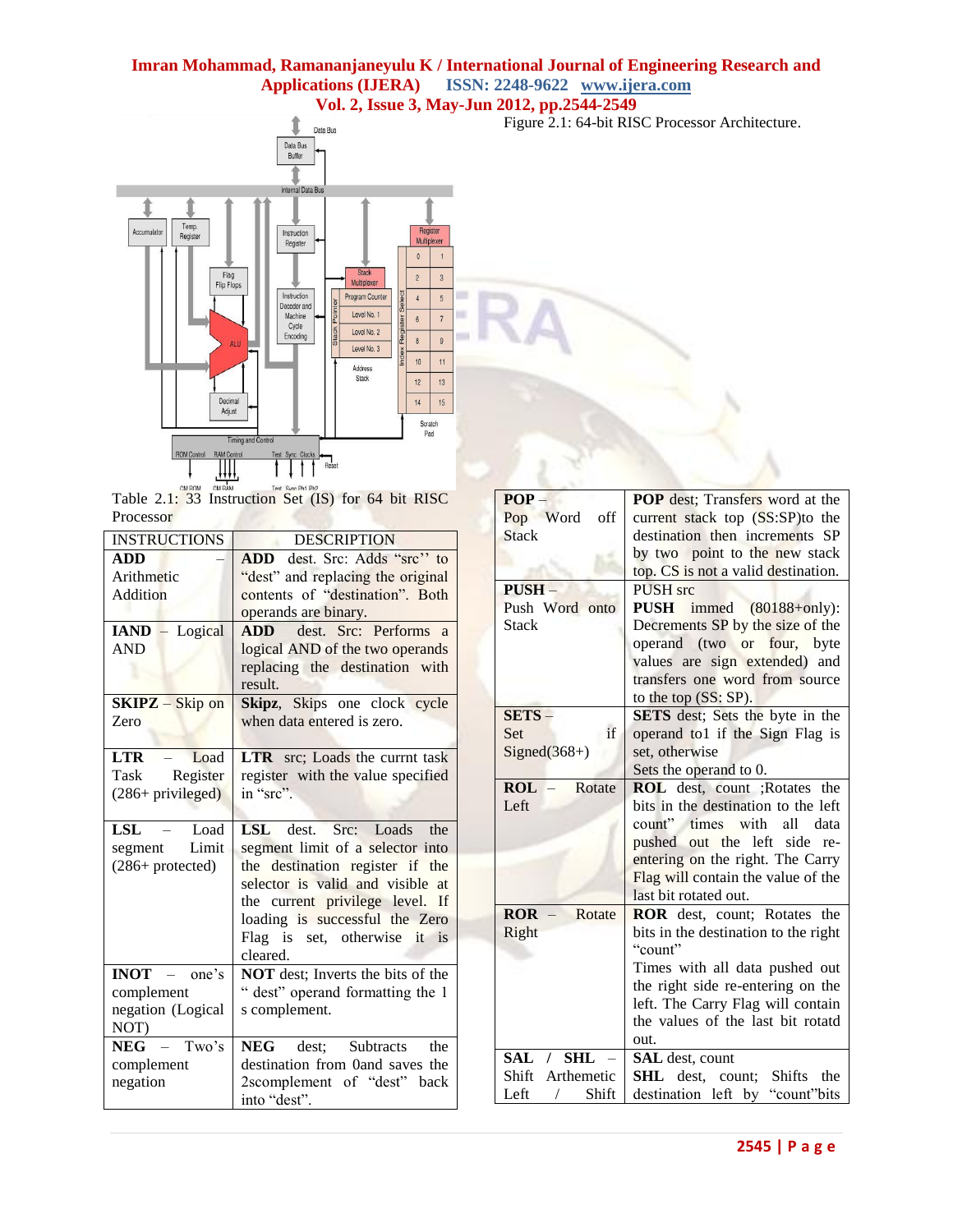Figure 2.1: 64-bit RISC Processor Architecture.

Table 2.1: 33 Instruction Set (IS) for 64 bit RISC Processor

| INSTRUCTIONS | DESCRIPTION |
|---|---|
| **ADD** – Arithmetic Addition | **ADD** dest. Src: Adds "src'' to "dest" and replacing the original contents of "destination". Both operands are binary. |
| **IAND** – Logical AND | **ADD** dest. Src: Performs a logical AND of the two operands replacing the destination with result. |
| **SKIPZ** – Skip on Zero | **Skipz**, Skips one clock cycle when data entered is zero. |
| **LTR** – Load Task Register (286+ privileged) | **LTR** src; Loads the currnt task register with the value specified in "src". |
| **LSL** – Load segment Limit (286+ protected) | **LSL** dest. Src: Loads the segment limit of a selector into the destination register if the selector is valid and visible at the current privilege level. If loading is successful the Zero Flag is set, otherwise it is cleared. |
| **INOT** – one's complement negation (Logical NOT) | **NOT** dest; Inverts the bits of the " dest" operand formatting the 1 s complement. |
| **NEG** – Two's complement negation | **NEG** dest; Subtracts the destination from 0and saves the 2scomplement of "dest" back into "dest". |
| **POP** – Pop Word off Stack | **POP** dest; Transfers word at the current stack top (SS:SP)to the destination then increments SP by two point to the new stack top. CS is not a valid destination. |
| **PUSH** – Push Word onto Stack | PUSH src<br>**PUSH** immed (80188+only): Decrements SP by the size of the operand (two or four, byte values are sign extended) and transfers one word from source to the top (SS: SP). |
| **SETS** – Set if Signed(368+) | **SETS** dest; Sets the byte in the operand to1 if the Sign Flag is set, otherwise<br>Sets the operand to 0. |
| **ROL** – Rotate Left | **ROL** dest, count ;Rotates the bits in the destination to the left count" times with all data pushed out the left side re-entering on the right. The Carry Flag will contain the value of the last bit rotated out. |
| **ROR** – Rotate Right | **ROR** dest, count; Rotates the bits in the destination to the right "count"<br>Times with all data pushed out the right side re-entering on the left. The Carry Flag will contain the values of the last bit rotatd out. |
| **SAL** / **SHL** – Shift Arthemetic Left / Shift | **SAL** dest, count<br>**SHL** dest, count; Shifts the destination left by "count"bits |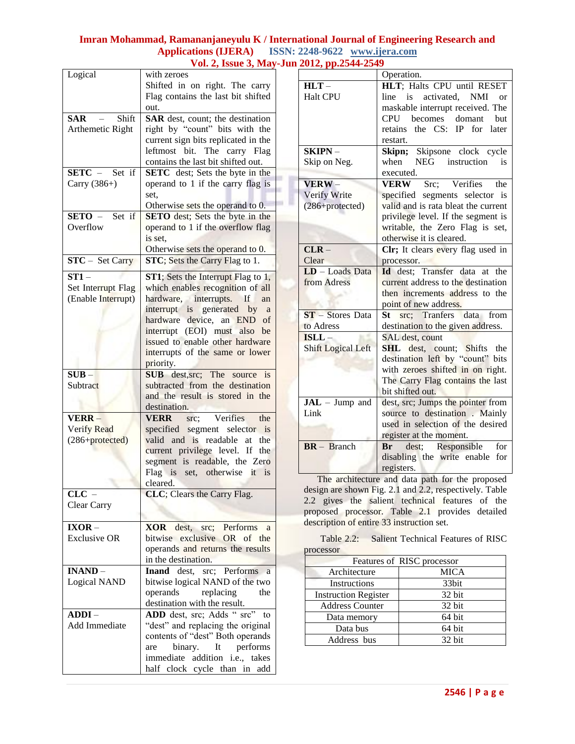| | |
|---|---|
| Logical | with zeroes Shifted in on right. The carry Flag contains the last bit shifted out. |
| **SAR** – Shift Arthemetic Right | **SAR** dest, count; the destination right by "count" bits with the current sign bits replicated in the leftmost bit. The carry Flag contains the last bit shifted out. |
| **SETC** – Set if Carry (386+) | **SETC** dest; Sets the byte in the operand to 1 if the carry flag is set, Otherwise sets the operand to 0. |
| **SETO** – Set if Overflow | **SETO** dest; Sets the byte in the operand to 1 if the overflow flag is set, Otherwise sets the operand to 0. |
| **STC** – Set Carry | **STC**; Sets the Carry Flag to 1. |
| **ST1** – Set Interrupt Flag (Enable Interrupt) | **ST1**; Sets the Interrupt Flag to 1, which enables recognition of all hardware, interrupts. If an interrupt is generated by a hardware device, an END of interrupt (EOI) must also be issued to enable other hardware interrupts of the same or lower priority. |
| **SUB** – Subtract | **SUB** dest,src; The source is subtracted from the destination and the result is stored in the destination. |
| **VERR** – Verify Read (286+protected) | **VERR** src; Verifies the specified segment selector is valid and is readable at the current privilege level. If the segment is readable, the Zero Flag is set, otherwise it is cleared. |
| **CLC** – Clear Carry | **CLC**; Clears the Carry Flag. |
| **IXOR** – Exclusive OR | **XOR** dest, src; Performs a bitwise exclusive OR of the operands and returns the results in the destination. |
| **INAND** – Logical NAND | **Inand** dest, src; Performs a bitwise logical NAND of the two operands replacing the destination with the result. |
| **ADDI** – Add Immediate | **ADD** dest, src; Adds " src" to "dest" and replacing the original contents of "dest" Both operands are binary. It performs immediate addition i.e., takes half clock cycle than in add Operation. |
| **HLT** – Halt CPU | **HLT**; Halts CPU until RESET line is activated, NMI or maskable interrupt received. The CPU becomes domant but retains the CS: IP for later restart. |
| **SKIPN** – Skip on Neg. | **Skipn;** Skipsone clock cycle when NEG instruction is executed. |
| **VERW** – Verify Write (286+protected) | **VERW** Src; Verifies the specified segments selector is valid and is rata bleat the current privilege level. If the segment is writable, the Zero Flag is set, otherwise it is cleared. |
| **CLR** – Clear | **Clr;** It clears every flag used in processor. |
| **LD** – Loads Data from Adress | **Id** dest; Transfer data at the current address to the destination then increments address to the point of new address. |
| **ST** – Stores Data to Adress | **St** src; Tranfers data from destination to the given address. |
| **ISLL** – Shift Logical Left | SAL dest, count **SHL** dest, count; Shifts the destination left by "count" bits with zeroes shifted in on right. The Carry Flag contains the last bit shifted out. |
| **JAL** – Jump and Link | dest, src; Jumps the pointer from source to destination . Mainly used in selection of the desired register at the moment. |
| **BR** – Branch | **Br** dest; Responsible for disabling the write enable for registers. |

The architecture and data path for the proposed design are shown Fig. 2.1 and 2.2, respectively. Table 2.2 gives the salient technical features of the proposed processor. Table 2.1 provides detailed description of entire 33 instruction set.

Table 2.2: Salient Technical Features of RISC processor

| Features of RISC processor | |
|---|---|
| Architecture | MICA |
| Instructions | 33bit |
| Instruction Register | 32 bit |
| Address Counter | 32 bit |
| Data memory | 64 bit |
| Data bus | 64 bit |
| Address bus | 32 bit |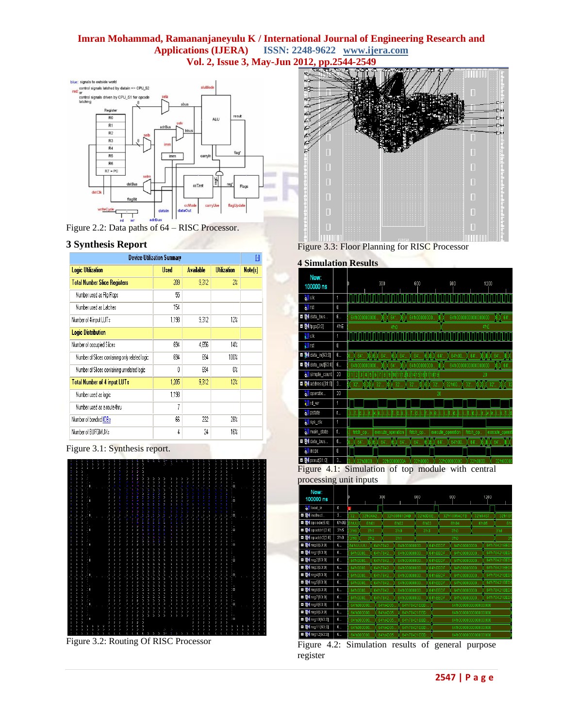Figure 2.2: Data paths of 64 – RISC Processor.

## 3 Synthesis Report

| Device Utilization Summary | | | | |
|---|---|---|---|---|
| **Logic Utilization** | **Used** | **Available** | **Utilization** | **Note(s)** |
| **Total Number Slice Registers** | 209 | 9,312 | 2% | |
| Number used as Flip Flops | 55 | | | |
| Number used as Latches | 154 | | | |
| Number of 4 input LUTs | 1,198 | 9,312 | 12% | |
| **Logic Distribution** | | | | |
| Number of occupied Slices | 694 | 4,656 | 14% | |
| Number of Slices containing only related logic | 694 | 694 | 100% | |
| Number of Slices containing unrelated logic | 0 | 694 | 0% | |
| **Total Number of 4 input LUTs** | 1,205 | 9,312 | 12% | |
| Number used as logic | 1,198 | | | |
| Number used as a route-thru | 7 | | | |
| Number of bonded IOBs | 66 | 232 | 28% | |
| Number of BUFGMUXs | 4 | 24 | 16% | |

Figure 3.1: Synthesis report.

Figure 3.2: Routing Of RISC Processor

Figure 3.3: Floor Planning for RISC Processor

## 4 Simulation Results

Figure 4.1: Simulation of top module with central processing unit inputs

Figure 4.2: Simulation results of general purpose register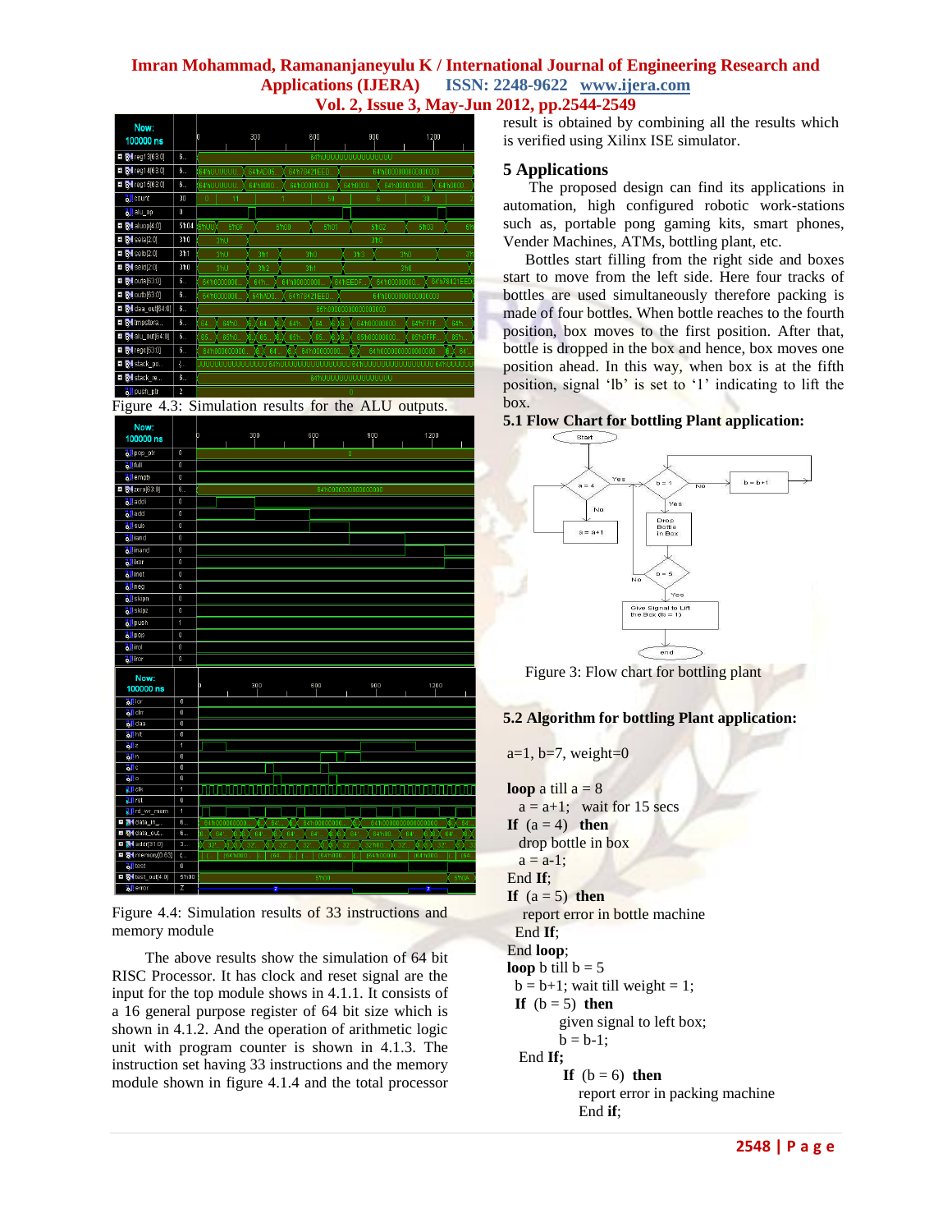Figure 4.3: Simulation results for the ALU outputs.

Figure 4.4: Simulation results of 33 instructions and memory module

The above results show the simulation of 64 bit RISC Processor. It has clock and reset signal are the input for the top module shows in 4.1.1. It consists of a 16 general purpose register of 64 bit size which is shown in 4.1.2. And the operation of arithmetic logic unit with program counter is shown in 4.1.3. The instruction set having 33 instructions and the memory module shown in figure 4.1.4 and the total processor result is obtained by combining all the results which is verified using Xilinx ISE simulator.

## 5 Applications

The proposed design can find its applications in automation, high configured robotic work-stations such as, portable pong gaming kits, smart phones, Vender Machines, ATMs, bottling plant, etc.

Bottles start filling from the right side and boxes start to move from the left side. Here four tracks of bottles are used simultaneously therefore packing is made of four bottles. When bottle reaches to the fourth position, box moves to the first position. After that, bottle is dropped in the box and hence, box moves one position ahead. In this way, when box is at the fifth position, signal 'lb' is set to '1' indicating to lift the box.

### 5.1 Flow Chart for bottling Plant application:

Start
a = 4
Yes
No
a = a+1
b = 1
No
b = b+1
Yes
Drop Bottle in Box
b = 5
No
Yes
Give Signal to Lift the Box (lb = 1)
end

Figure 3: Flow chart for bottling plant

### 5.2 Algorithm for bottling Plant application:

a=1, b=7, weight=0

**loop** a till a = 8
  a = a+1;  wait for 15 secs
**If** (a = 4) **then**
  drop bottle in box
  a = a-1;
End **If**;
**If** (a = 5) **then**
  report error in bottle machine
 End **If**;
End **loop**;
**loop** b till b = 5
 b = b+1; wait till weight = 1;
 **If** (b = 5) **then**
   given signal to left box;
   b = b-1;
 End **If;**
   **If** (b = 6) **then**
    report error in packing machine
    End **if**;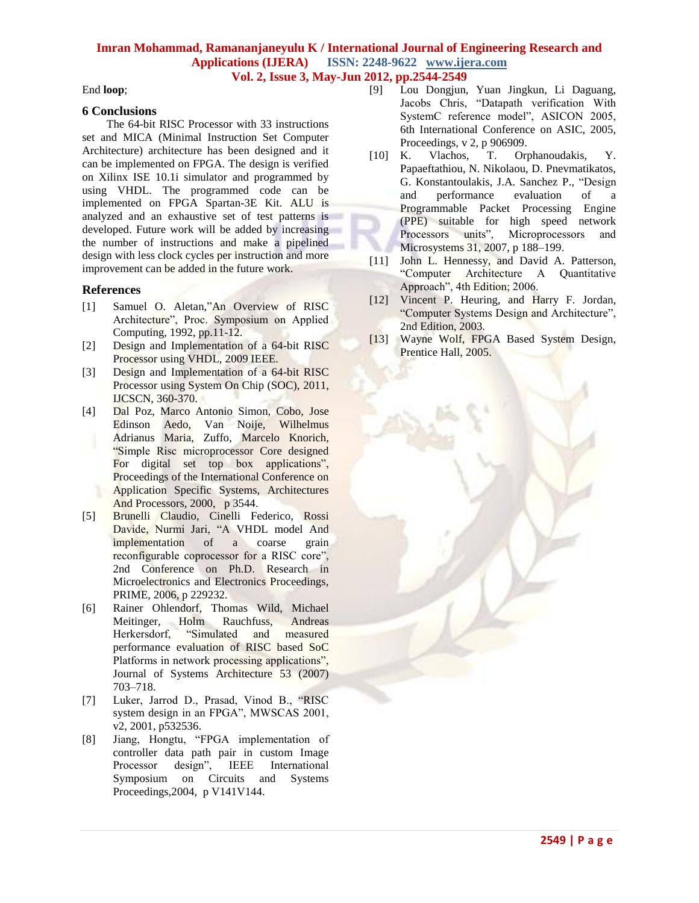End **loop**;

## 6 Conclusions

The 64-bit RISC Processor with 33 instructions set and MICA (Minimal Instruction Set Computer Architecture) architecture has been designed and it can be implemented on FPGA. The design is verified on Xilinx ISE 10.1i simulator and programmed by using VHDL. The programmed code can be implemented on FPGA Spartan-3E Kit. ALU is analyzed and an exhaustive set of test patterns is developed. Future work will be added by increasing the number of instructions and make a pipelined design with less clock cycles per instruction and more improvement can be added in the future work.

## References

[1] Samuel O. Aletan,"An Overview of RISC Architecture", Proc. Symposium on Applied Computing, 1992, pp.11-12.

[2] Design and Implementation of a 64-bit RISC Processor using VHDL, 2009 IEEE.

[3] Design and Implementation of a 64-bit RISC Processor using System On Chip (SOC), 2011, IJCSCN, 360-370.

[4] Dal Poz, Marco Antonio Simon, Cobo, Jose Edinson Aedo, Van Noije, Wilhelmus Adrianus Maria, Zuffo, Marcelo Knorich, "Simple Risc microprocessor Core designed For digital set top box applications", Proceedings of the International Conference on Application Specific Systems, Architectures And Processors, 2000, p 3544.

[5] Brunelli Claudio, Cinelli Federico, Rossi Davide, Nurmi Jari, "A VHDL model And implementation of a coarse grain reconfigurable coprocessor for a RISC core", 2nd Conference on Ph.D. Research in Microelectronics and Electronics Proceedings, PRIME, 2006, p 229232.

[6] Rainer Ohlendorf, Thomas Wild, Michael Meitinger, Holm Rauchfuss, Andreas Herkersdorf, "Simulated and measured performance evaluation of RISC based SoC Platforms in network processing applications", Journal of Systems Architecture 53 (2007) 703–718.

[7] Luker, Jarrod D., Prasad, Vinod B., "RISC system design in an FPGA", MWSCAS 2001, v2, 2001, p532536.

[8] Jiang, Hongtu, "FPGA implementation of controller data path pair in custom Image Processor design", IEEE International Symposium on Circuits and Systems Proceedings,2004, p V141V144.

[9] Lou Dongjun, Yuan Jingkun, Li Daguang, Jacobs Chris, "Datapath verification With SystemC reference model", ASICON 2005, 6th International Conference on ASIC, 2005, Proceedings, v 2, p 906909.

[10] K. Vlachos, T. Orphanoudakis, Y. Papaeftathiou, N. Nikolaou, D. Pnevmatikatos, G. Konstantoulakis, J.A. Sanchez P., "Design and performance evaluation of a Programmable Packet Processing Engine (PPE) suitable for high speed network Processors units", Microprocessors and Microsystems 31, 2007, p 188–199.

[11] John L. Hennessy, and David A. Patterson, "Computer Architecture A Quantitative Approach", 4th Edition; 2006.

[12] Vincent P. Heuring, and Harry F. Jordan, "Computer Systems Design and Architecture", 2nd Edition, 2003.

[13] Wayne Wolf, FPGA Based System Design, Prentice Hall, 2005.